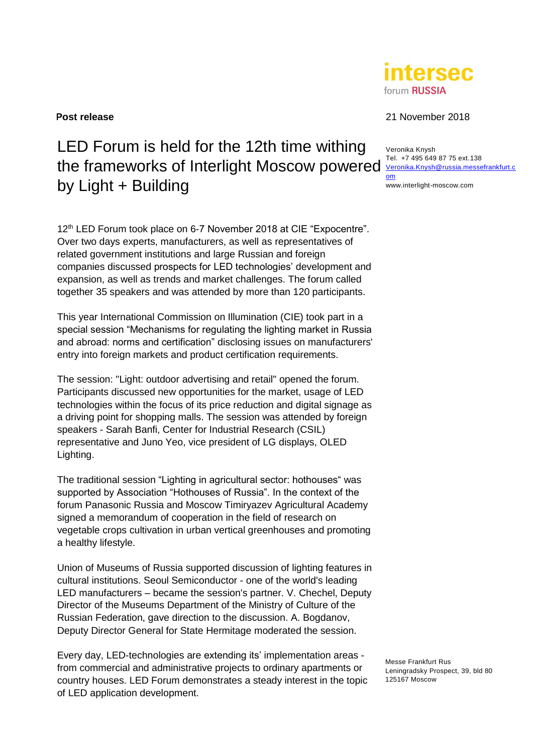**Post release**

21 November 2018

# LED Forum is held for the 12th time withing the frameworks of Interlight Moscow powered by Light + Building

Veronika Knysh
Tel. +7 495 649 87 75 ext.138
Veronika.Knysh@russia.messefrankfurt.com
www.interlight-moscow.com

12th LED Forum took place on 6-7 November 2018 at CIE "Expocentre". Over two days experts, manufacturers, as well as representatives of related government institutions and large Russian and foreign companies discussed prospects for LED technologies' development and expansion, as well as trends and market challenges. The forum called together 35 speakers and was attended by more than 120 participants.

This year International Commission on Illumination (CIE) took part in a special session "Mechanisms for regulating the lighting market in Russia and abroad: norms and certification" disclosing issues on manufacturers' entry into foreign markets and product certification requirements.

The session: "Light: outdoor advertising and retail" opened the forum. Participants discussed new opportunities for the market, usage of LED technologies within the focus of its price reduction and digital signage as a driving point for shopping malls. The session was attended by foreign speakers - Sarah Banfi, Center for Industrial Research (CSIL) representative and Juno Yeo, vice president of LG displays, OLED Lighting.

The traditional session "Lighting in agricultural sector: hothouses" was supported by Association "Hothouses of Russia". In the context of the forum Panasonic Russia and Moscow Timiryazev Agricultural Academy signed a memorandum of cooperation in the field of research on vegetable crops cultivation in urban vertical greenhouses and promoting a healthy lifestyle.

Union of Museums of Russia supported discussion of lighting features in cultural institutions. Seoul Semiconductor - one of the world's leading LED manufacturers – became the session's partner. V. Chechel, Deputy Director of the Museums Department of the Ministry of Culture of the Russian Federation, gave direction to the discussion. A. Bogdanov, Deputy Director General for State Hermitage moderated the session.

Every day, LED-technologies are extending its' implementation areas - from commercial and administrative projects to ordinary apartments or country houses. LED Forum demonstrates a steady interest in the topic of LED application development.

Messe Frankfurt Rus
Leningradsky Prospect, 39, bld 80
125167 Moscow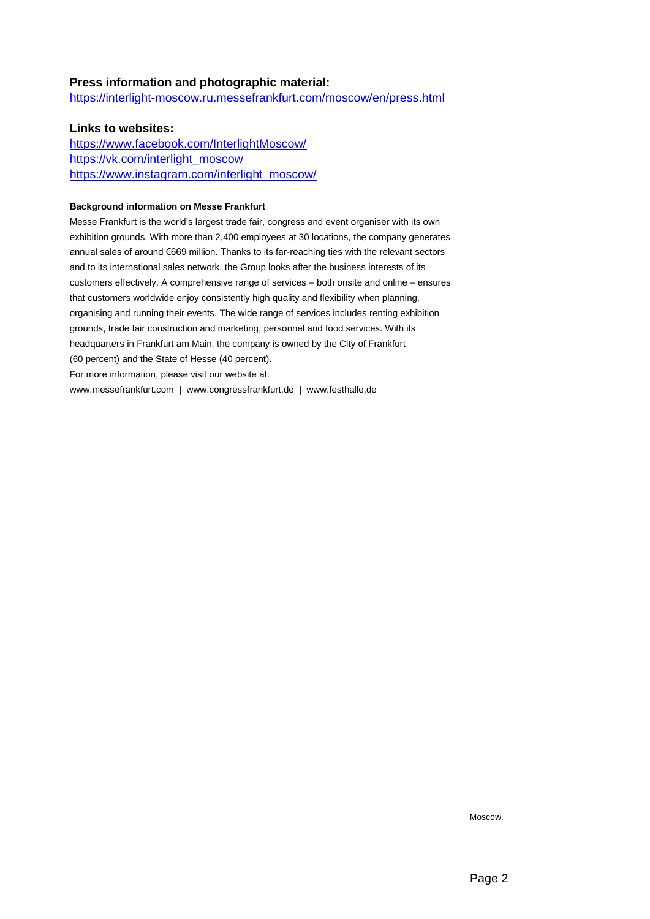**Press information and photographic material:**
https://interlight-moscow.ru.messefrankfurt.com/moscow/en/press.html

**Links to websites:**
https://www.facebook.com/InterlightMoscow/
https://vk.com/interlight_moscow
https://www.instagram.com/interlight_moscow/

**Background information on Messe Frankfurt**

Messe Frankfurt is the world's largest trade fair, congress and event organiser with its own exhibition grounds. With more than 2,400 employees at 30 locations, the company generates annual sales of around €669 million. Thanks to its far-reaching ties with the relevant sectors and to its international sales network, the Group looks after the business interests of its customers effectively. A comprehensive range of services – both onsite and online – ensures that customers worldwide enjoy consistently high quality and flexibility when planning, organising and running their events. The wide range of services includes renting exhibition grounds, trade fair construction and marketing, personnel and food services. With its headquarters in Frankfurt am Main, the company is owned by the City of Frankfurt (60 percent) and the State of Hesse (40 percent).
For more information, please visit our website at:
www.messefrankfurt.com | www.congressfrankfurt.de | www.festhalle.de

Moscow,